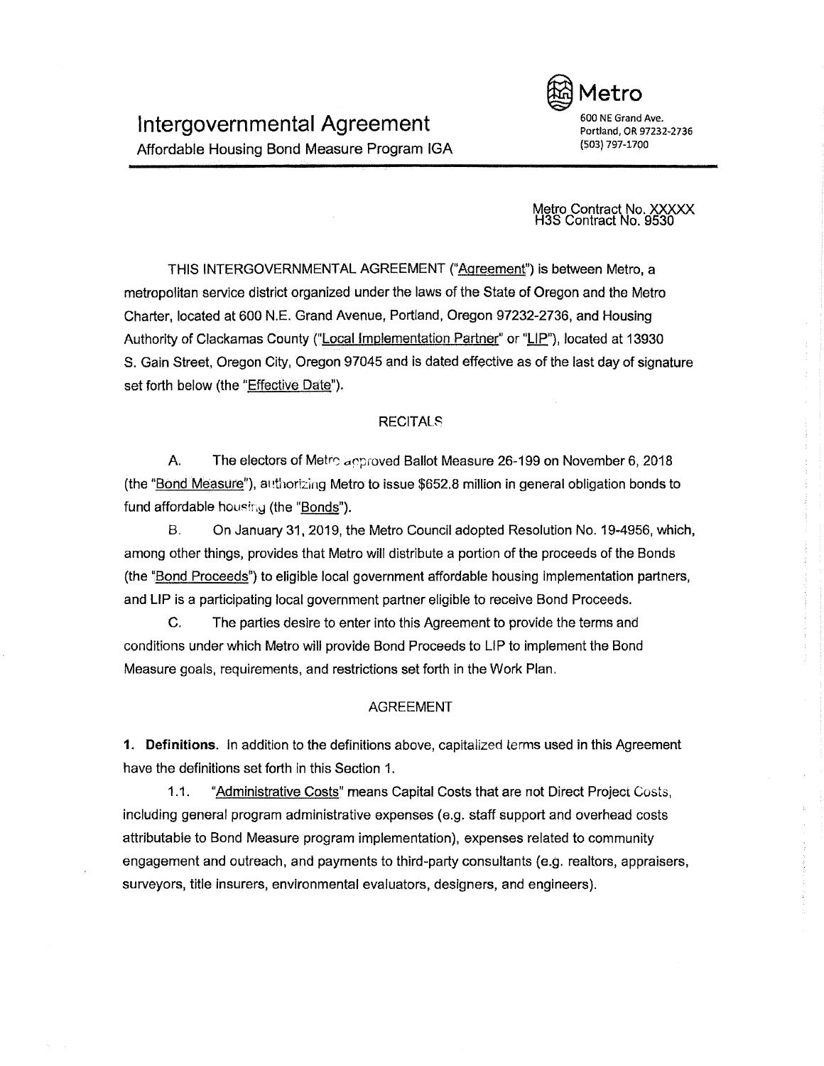# Intergovernmental Agreement

Affordable Housing Bond Measure Program IGA

Metro
600 NE Grand Ave.
Portland, OR 97232-2736
(503) 797-1700

Metro Contract No. XXXXX
H3S Contract No. 9530

THIS INTERGOVERNMENTAL AGREEMENT ("Agreement") is between Metro, a metropolitan service district organized under the laws of the State of Oregon and the Metro Charter, located at 600 N.E. Grand Avenue, Portland, Oregon 97232-2736, and Housing Authority of Clackamas County ("Local Implementation Partner" or "LIP"), located at 13930 S. Gain Street, Oregon City, Oregon 97045 and is dated effective as of the last day of signature set forth below (the "Effective Date").

## RECITALS

A. The electors of Metro approved Ballot Measure 26-199 on November 6, 2018 (the "Bond Measure"), authorizing Metro to issue $652.8 million in general obligation bonds to fund affordable housing (the "Bonds").

B. On January 31, 2019, the Metro Council adopted Resolution No. 19-4956, which, among other things, provides that Metro will distribute a portion of the proceeds of the Bonds (the "Bond Proceeds") to eligible local government affordable housing implementation partners, and LIP is a participating local government partner eligible to receive Bond Proceeds.

C. The parties desire to enter into this Agreement to provide the terms and conditions under which Metro will provide Bond Proceeds to LIP to implement the Bond Measure goals, requirements, and restrictions set forth in the Work Plan.

## AGREEMENT

**1. Definitions.** In addition to the definitions above, capitalized terms used in this Agreement have the definitions set forth in this Section 1.

1.1. "Administrative Costs" means Capital Costs that are not Direct Project Costs, including general program administrative expenses (e.g. staff support and overhead costs attributable to Bond Measure program implementation), expenses related to community engagement and outreach, and payments to third-party consultants (e.g. realtors, appraisers, surveyors, title insurers, environmental evaluators, designers, and engineers).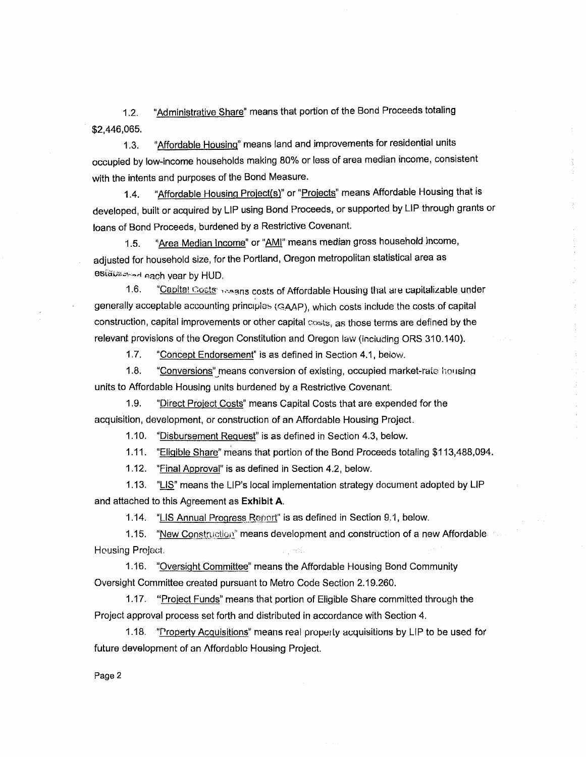1.2. "Administrative Share" means that portion of the Bond Proceeds totaling $2,446,065.

1.3. "Affordable Housing" means land and improvements for residential units occupied by low-income households making 80% or less of area median income, consistent with the intents and purposes of the Bond Measure.

1.4. "Affordable Housing Project(s)" or "Projects" means Affordable Housing that is developed, built or acquired by LIP using Bond Proceeds, or supported by LIP through grants or loans of Bond Proceeds, burdened by a Restrictive Covenant.

1.5. "Area Median Income" or "AMI" means median gross household income, adjusted for household size, for the Portland, Oregon metropolitan statistical area as established each year by HUD.

1.6. "Capital Costs" means costs of Affordable Housing that are capitalizable under generally acceptable accounting principles (GAAP), which costs include the costs of capital construction, capital improvements or other capital costs, as those terms are defined by the relevant provisions of the Oregon Constitution and Oregon law (including ORS 310.140).

1.7. "Concept Endorsement" is as defined in Section 4.1, below.

1.8. "Conversions" means conversion of existing, occupied market-rate housing units to Affordable Housing units burdened by a Restrictive Covenant.

1.9. "Direct Project Costs" means Capital Costs that are expended for the acquisition, development, or construction of an Affordable Housing Project.

1.10. "Disbursement Request" is as defined in Section 4.3, below.

1.11. "Eligible Share" means that portion of the Bond Proceeds totaling $113,488,094.

1.12. "Final Approval" is as defined in Section 4.2, below.

1.13. "LIS" means the LIP's local implementation strategy document adopted by LIP and attached to this Agreement as **Exhibit A**.

1.14. "LIS Annual Progress Report" is as defined in Section 9.1, below.

1.15. "New Construction" means development and construction of a new Affordable Housing Project.

1.16. "Oversight Committee" means the Affordable Housing Bond Community Oversight Committee created pursuant to Metro Code Section 2.19.260.

1.17. "Project Funds" means that portion of Eligible Share committed through the Project approval process set forth and distributed in accordance with Section 4.

1.18. "Property Acquisitions" means real property acquisitions by LIP to be used for future development of an Affordable Housing Project.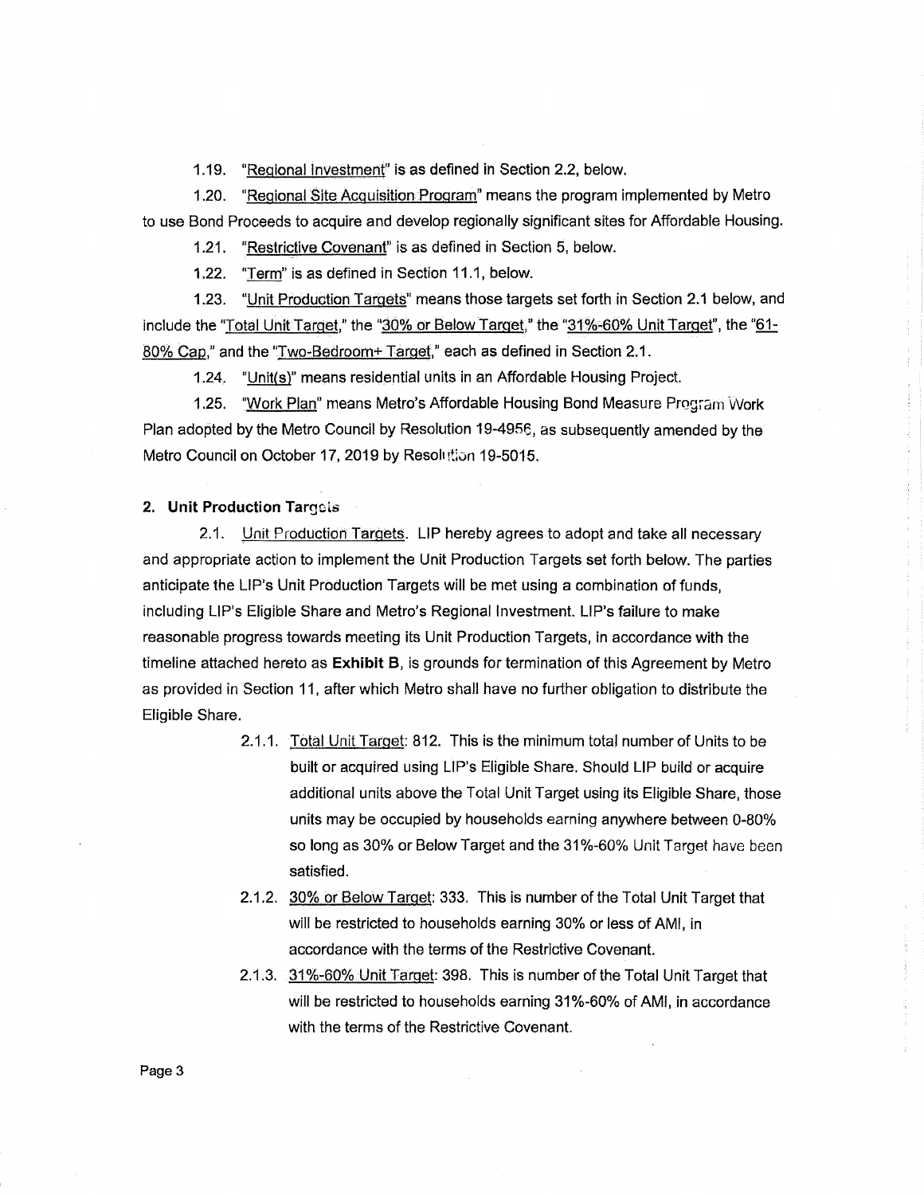1.19. "Regional Investment" is as defined in Section 2.2, below.

1.20. "Regional Site Acquisition Program" means the program implemented by Metro to use Bond Proceeds to acquire and develop regionally significant sites for Affordable Housing.

1.21. "Restrictive Covenant" is as defined in Section 5, below.

1.22. "Term" is as defined in Section 11.1, below.

1.23. "Unit Production Targets" means those targets set forth in Section 2.1 below, and include the "Total Unit Target," the "30% or Below Target," the "31%-60% Unit Target", the "61-80% Cap," and the "Two-Bedroom+ Target," each as defined in Section 2.1.

1.24. "Unit(s)" means residential units in an Affordable Housing Project.

1.25. "Work Plan" means Metro's Affordable Housing Bond Measure Program Work Plan adopted by the Metro Council by Resolution 19-4956, as subsequently amended by the Metro Council on October 17, 2019 by Resolution 19-5015.

**2. Unit Production Targets**

2.1. Unit Production Targets. LIP hereby agrees to adopt and take all necessary and appropriate action to implement the Unit Production Targets set forth below. The parties anticipate the LIP's Unit Production Targets will be met using a combination of funds, including LIP's Eligible Share and Metro's Regional Investment. LIP's failure to make reasonable progress towards meeting its Unit Production Targets, in accordance with the timeline attached hereto as **Exhibit B**, is grounds for termination of this Agreement by Metro as provided in Section 11, after which Metro shall have no further obligation to distribute the Eligible Share.

2.1.1. Total Unit Target: 812. This is the minimum total number of Units to be built or acquired using LIP's Eligible Share. Should LIP build or acquire additional units above the Total Unit Target using its Eligible Share, those units may be occupied by households earning anywhere between 0-80% so long as 30% or Below Target and the 31%-60% Unit Target have been satisfied.

2.1.2. 30% or Below Target: 333. This is number of the Total Unit Target that will be restricted to households earning 30% or less of AMI, in accordance with the terms of the Restrictive Covenant.

2.1.3. 31%-60% Unit Target: 398. This is number of the Total Unit Target that will be restricted to households earning 31%-60% of AMI, in accordance with the terms of the Restrictive Covenant.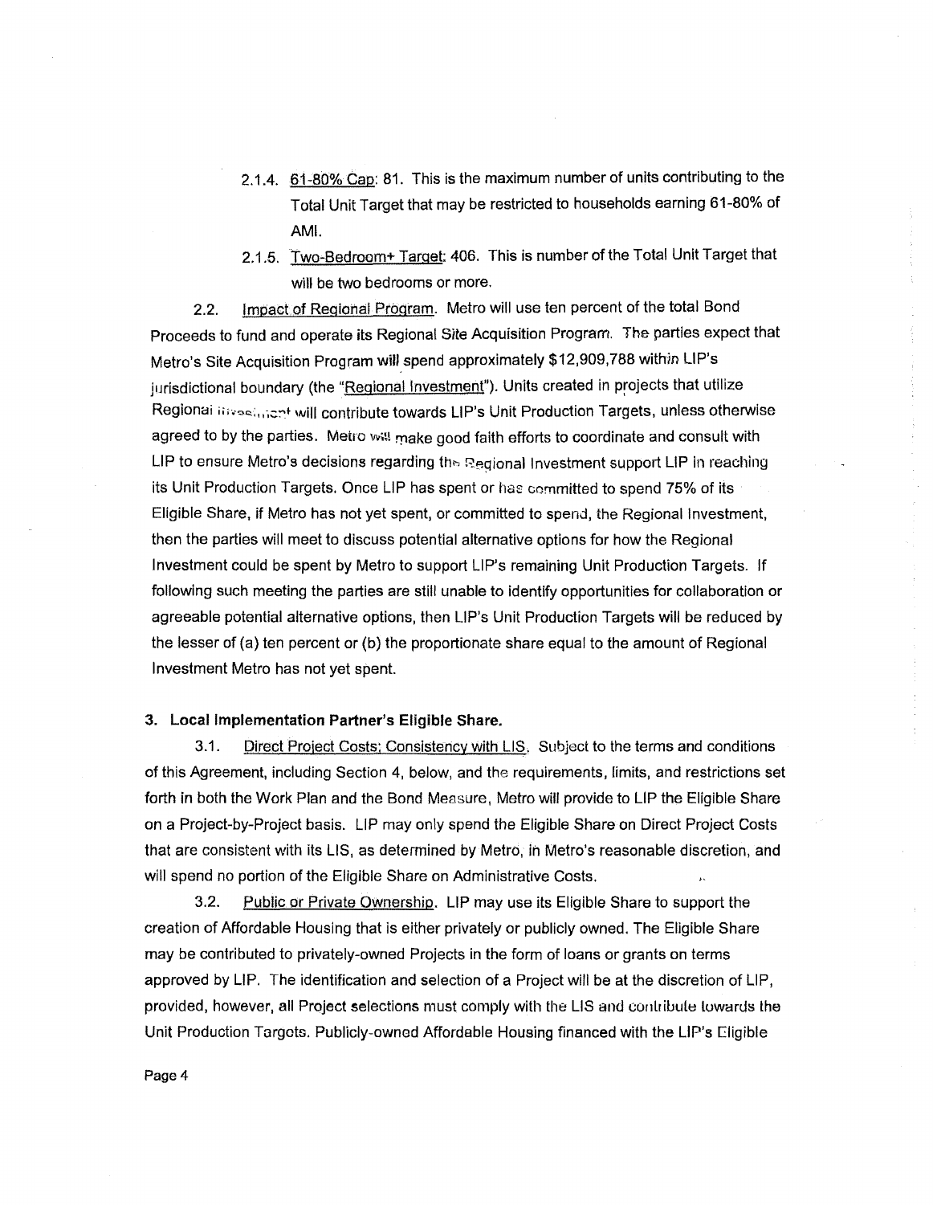2.1.4. 61-80% Cap: 81. This is the maximum number of units contributing to the Total Unit Target that may be restricted to households earning 61-80% of AMI.

2.1.5. Two-Bedroom+ Target: 406. This is number of the Total Unit Target that will be two bedrooms or more.

2.2. Impact of Regional Program. Metro will use ten percent of the total Bond Proceeds to fund and operate its Regional Site Acquisition Program. The parties expect that Metro's Site Acquisition Program will spend approximately $12,909,788 within LIP's jurisdictional boundary (the "Regional Investment"). Units created in projects that utilize Regional Investment will contribute towards LIP's Unit Production Targets, unless otherwise agreed to by the parties. Metro will make good faith efforts to coordinate and consult with LIP to ensure Metro's decisions regarding the Regional Investment support LIP in reaching its Unit Production Targets. Once LIP has spent or has committed to spend 75% of its Eligible Share, if Metro has not yet spent, or committed to spend, the Regional Investment, then the parties will meet to discuss potential alternative options for how the Regional Investment could be spent by Metro to support LIP's remaining Unit Production Targets. If following such meeting the parties are still unable to identify opportunities for collaboration or agreeable potential alternative options, then LIP's Unit Production Targets will be reduced by the lesser of (a) ten percent or (b) the proportionate share equal to the amount of Regional Investment Metro has not yet spent.

**3. Local Implementation Partner's Eligible Share.**

3.1. Direct Project Costs; Consistency with LIS. Subject to the terms and conditions of this Agreement, including Section 4, below, and the requirements, limits, and restrictions set forth in both the Work Plan and the Bond Measure, Metro will provide to LIP the Eligible Share on a Project-by-Project basis. LIP may only spend the Eligible Share on Direct Project Costs that are consistent with its LIS, as determined by Metro, in Metro's reasonable discretion, and will spend no portion of the Eligible Share on Administrative Costs.

3.2. Public or Private Ownership. LIP may use its Eligible Share to support the creation of Affordable Housing that is either privately or publicly owned. The Eligible Share may be contributed to privately-owned Projects in the form of loans or grants on terms approved by LIP. The identification and selection of a Project will be at the discretion of LIP, provided, however, all Project selections must comply with the LIS and contribute towards the Unit Production Targets. Publicly-owned Affordable Housing financed with the LIP's Eligible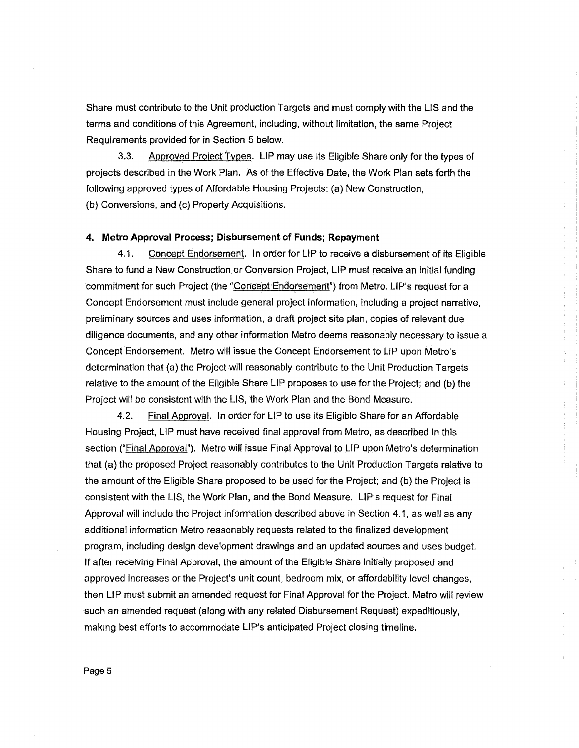Share must contribute to the Unit production Targets and must comply with the LIS and the terms and conditions of this Agreement, including, without limitation, the same Project Requirements provided for in Section 5 below.

3.3. Approved Project Types. LIP may use its Eligible Share only for the types of projects described in the Work Plan. As of the Effective Date, the Work Plan sets forth the following approved types of Affordable Housing Projects: (a) New Construction, (b) Conversions, and (c) Property Acquisitions.

**4. Metro Approval Process; Disbursement of Funds; Repayment**

4.1. Concept Endorsement. In order for LIP to receive a disbursement of its Eligible Share to fund a New Construction or Conversion Project, LIP must receive an initial funding commitment for such Project (the "Concept Endorsement") from Metro. LIP's request for a Concept Endorsement must include general project information, including a project narrative, preliminary sources and uses information, a draft project site plan, copies of relevant due diligence documents, and any other information Metro deems reasonably necessary to issue a Concept Endorsement. Metro will issue the Concept Endorsement to LIP upon Metro's determination that (a) the Project will reasonably contribute to the Unit Production Targets relative to the amount of the Eligible Share LIP proposes to use for the Project; and (b) the Project will be consistent with the LIS, the Work Plan and the Bond Measure.

4.2. Final Approval. In order for LIP to use its Eligible Share for an Affordable Housing Project, LIP must have received final approval from Metro, as described in this section ("Final Approval"). Metro will issue Final Approval to LIP upon Metro's determination that (a) the proposed Project reasonably contributes to the Unit Production Targets relative to the amount of the Eligible Share proposed to be used for the Project; and (b) the Project is consistent with the LIS, the Work Plan, and the Bond Measure. LIP's request for Final Approval will include the Project information described above in Section 4.1, as well as any additional information Metro reasonably requests related to the finalized development program, including design development drawings and an updated sources and uses budget. If after receiving Final Approval, the amount of the Eligible Share initially proposed and approved increases or the Project's unit count, bedroom mix, or affordability level changes, then LIP must submit an amended request for Final Approval for the Project. Metro will review such an amended request (along with any related Disbursement Request) expeditiously, making best efforts to accommodate LIP's anticipated Project closing timeline.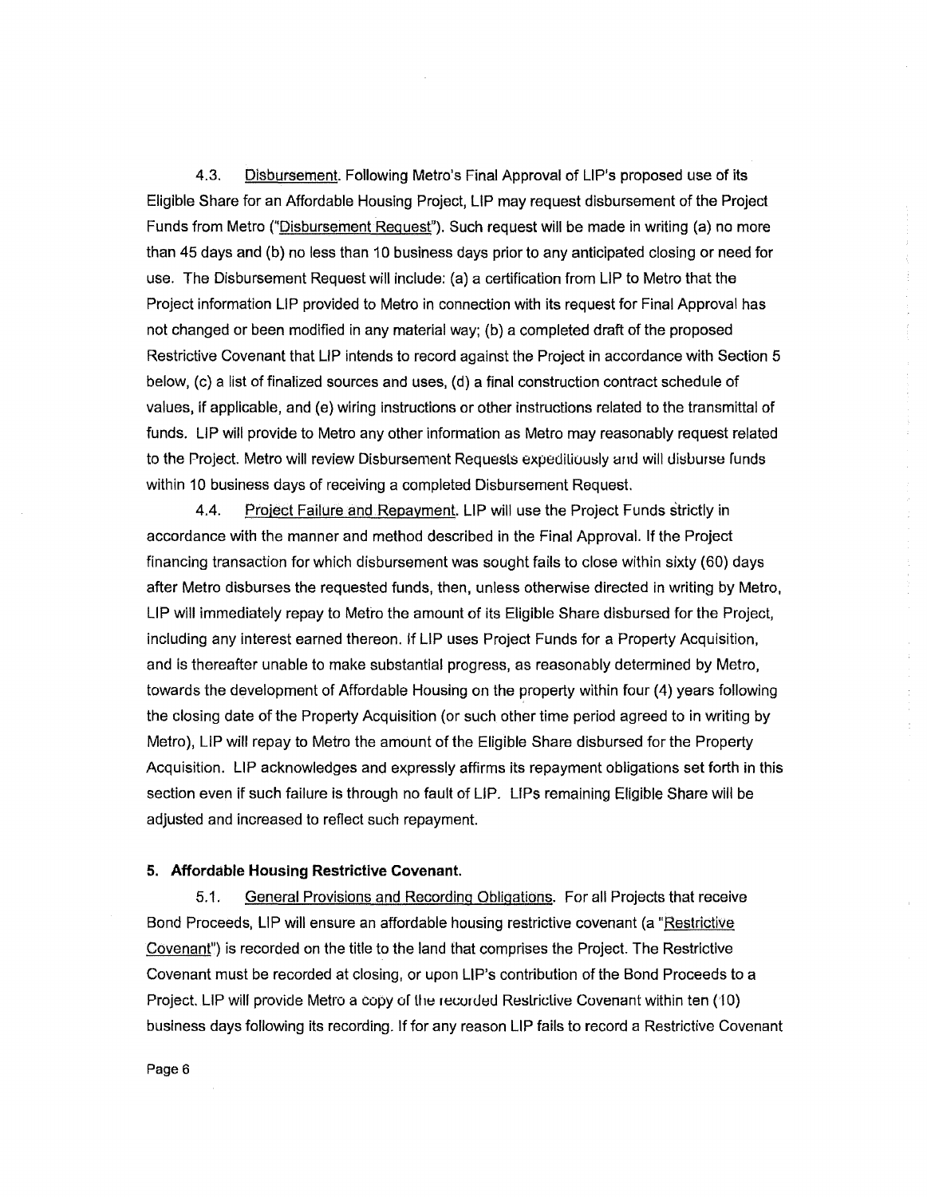4.3. Disbursement. Following Metro's Final Approval of LIP's proposed use of its Eligible Share for an Affordable Housing Project, LIP may request disbursement of the Project Funds from Metro ("Disbursement Request"). Such request will be made in writing (a) no more than 45 days and (b) no less than 10 business days prior to any anticipated closing or need for use. The Disbursement Request will include: (a) a certification from LIP to Metro that the Project information LIP provided to Metro in connection with its request for Final Approval has not changed or been modified in any material way; (b) a completed draft of the proposed Restrictive Covenant that LIP intends to record against the Project in accordance with Section 5 below, (c) a list of finalized sources and uses, (d) a final construction contract schedule of values, if applicable, and (e) wiring instructions or other instructions related to the transmittal of funds. LIP will provide to Metro any other information as Metro may reasonably request related to the Project. Metro will review Disbursement Requests expeditiously and will disburse funds within 10 business days of receiving a completed Disbursement Request.

4.4. Project Failure and Repayment. LIP will use the Project Funds strictly in accordance with the manner and method described in the Final Approval. If the Project financing transaction for which disbursement was sought fails to close within sixty (60) days after Metro disburses the requested funds, then, unless otherwise directed in writing by Metro, LIP will immediately repay to Metro the amount of its Eligible Share disbursed for the Project, including any interest earned thereon. If LIP uses Project Funds for a Property Acquisition, and is thereafter unable to make substantial progress, as reasonably determined by Metro, towards the development of Affordable Housing on the property within four (4) years following the closing date of the Property Acquisition (or such other time period agreed to in writing by Metro), LIP will repay to Metro the amount of the Eligible Share disbursed for the Property Acquisition. LIP acknowledges and expressly affirms its repayment obligations set forth in this section even if such failure is through no fault of LIP. LIPs remaining Eligible Share will be adjusted and increased to reflect such repayment.

**5. Affordable Housing Restrictive Covenant.**

5.1. General Provisions and Recording Obligations. For all Projects that receive Bond Proceeds, LIP will ensure an affordable housing restrictive covenant (a "Restrictive Covenant") is recorded on the title to the land that comprises the Project. The Restrictive Covenant must be recorded at closing, or upon LIP's contribution of the Bond Proceeds to a Project. LIP will provide Metro a copy of the recorded Restrictive Covenant within ten (10) business days following its recording. If for any reason LIP fails to record a Restrictive Covenant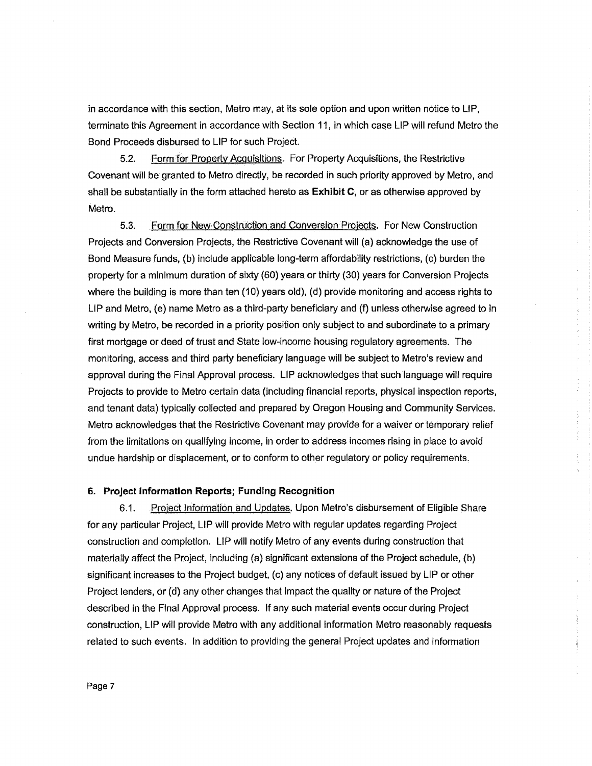in accordance with this section, Metro may, at its sole option and upon written notice to LIP, terminate this Agreement in accordance with Section 11, in which case LIP will refund Metro the Bond Proceeds disbursed to LIP for such Project.

5.2. Form for Property Acquisitions. For Property Acquisitions, the Restrictive Covenant will be granted to Metro directly, be recorded in such priority approved by Metro, and shall be substantially in the form attached hereto as **Exhibit C**, or as otherwise approved by Metro.

5.3. Form for New Construction and Conversion Projects. For New Construction Projects and Conversion Projects, the Restrictive Covenant will (a) acknowledge the use of Bond Measure funds, (b) include applicable long-term affordability restrictions, (c) burden the property for a minimum duration of sixty (60) years or thirty (30) years for Conversion Projects where the building is more than ten (10) years old), (d) provide monitoring and access rights to LIP and Metro, (e) name Metro as a third-party beneficiary and (f) unless otherwise agreed to in writing by Metro, be recorded in a priority position only subject to and subordinate to a primary first mortgage or deed of trust and State low-income housing regulatory agreements. The monitoring, access and third party beneficiary language will be subject to Metro's review and approval during the Final Approval process. LIP acknowledges that such language will require Projects to provide to Metro certain data (including financial reports, physical inspection reports, and tenant data) typically collected and prepared by Oregon Housing and Community Services. Metro acknowledges that the Restrictive Covenant may provide for a waiver or temporary relief from the limitations on qualifying income, in order to address incomes rising in place to avoid undue hardship or displacement, or to conform to other regulatory or policy requirements.

## 6. Project Information Reports; Funding Recognition

6.1. Project Information and Updates. Upon Metro's disbursement of Eligible Share for any particular Project, LIP will provide Metro with regular updates regarding Project construction and completion. LIP will notify Metro of any events during construction that materially affect the Project, including (a) significant extensions of the Project schedule, (b) significant increases to the Project budget, (c) any notices of default issued by LIP or other Project lenders, or (d) any other changes that impact the quality or nature of the Project described in the Final Approval process. If any such material events occur during Project construction, LIP will provide Metro with any additional information Metro reasonably requests related to such events. In addition to providing the general Project updates and information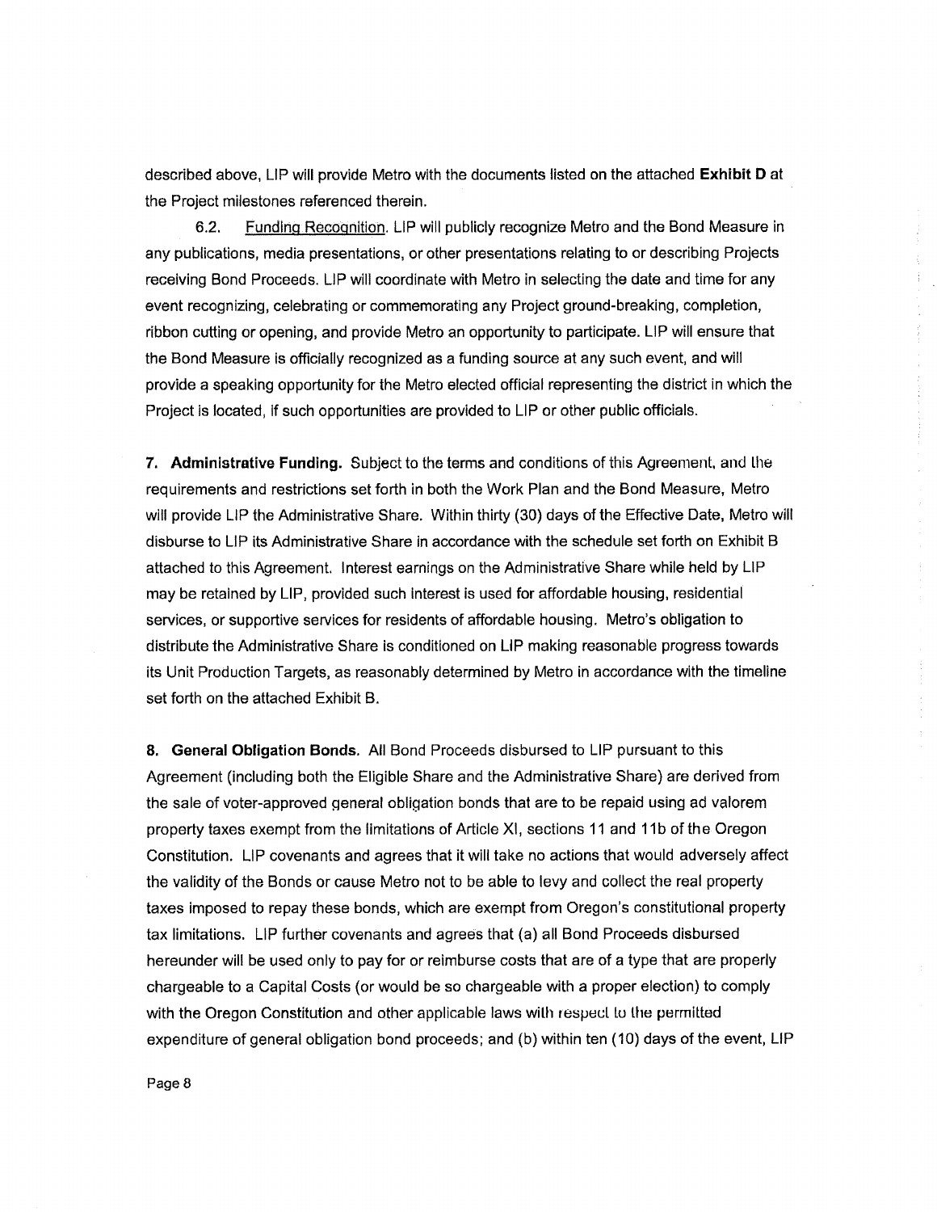described above, LIP will provide Metro with the documents listed on the attached **Exhibit D** at the Project milestones referenced therein.

6.2. Funding Recognition. LIP will publicly recognize Metro and the Bond Measure in any publications, media presentations, or other presentations relating to or describing Projects receiving Bond Proceeds. LIP will coordinate with Metro in selecting the date and time for any event recognizing, celebrating or commemorating any Project ground-breaking, completion, ribbon cutting or opening, and provide Metro an opportunity to participate. LIP will ensure that the Bond Measure is officially recognized as a funding source at any such event, and will provide a speaking opportunity for the Metro elected official representing the district in which the Project is located, if such opportunities are provided to LIP or other public officials.

**7. Administrative Funding.** Subject to the terms and conditions of this Agreement, and the requirements and restrictions set forth in both the Work Plan and the Bond Measure, Metro will provide LIP the Administrative Share. Within thirty (30) days of the Effective Date, Metro will disburse to LIP its Administrative Share in accordance with the schedule set forth on Exhibit B attached to this Agreement. Interest earnings on the Administrative Share while held by LIP may be retained by LIP, provided such interest is used for affordable housing, residential services, or supportive services for residents of affordable housing. Metro's obligation to distribute the Administrative Share is conditioned on LIP making reasonable progress towards its Unit Production Targets, as reasonably determined by Metro in accordance with the timeline set forth on the attached Exhibit B.

**8. General Obligation Bonds.** All Bond Proceeds disbursed to LIP pursuant to this Agreement (including both the Eligible Share and the Administrative Share) are derived from the sale of voter-approved general obligation bonds that are to be repaid using ad valorem property taxes exempt from the limitations of Article XI, sections 11 and 11b of the Oregon Constitution. LIP covenants and agrees that it will take no actions that would adversely affect the validity of the Bonds or cause Metro not to be able to levy and collect the real property taxes imposed to repay these bonds, which are exempt from Oregon's constitutional property tax limitations. LIP further covenants and agrees that (a) all Bond Proceeds disbursed hereunder will be used only to pay for or reimburse costs that are of a type that are properly chargeable to a Capital Costs (or would be so chargeable with a proper election) to comply with the Oregon Constitution and other applicable laws with respect to the permitted expenditure of general obligation bond proceeds; and (b) within ten (10) days of the event, LIP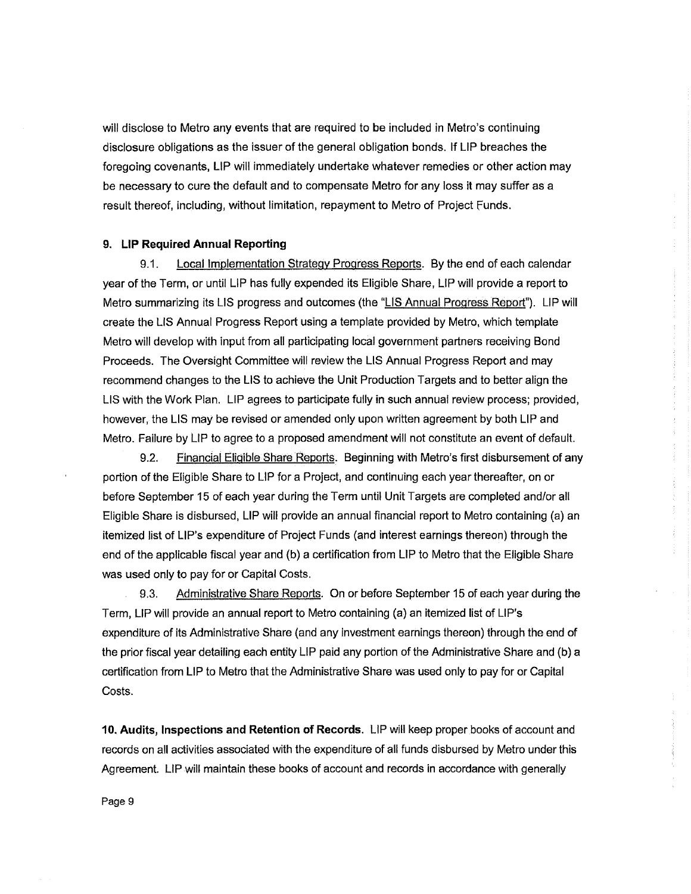will disclose to Metro any events that are required to be included in Metro's continuing disclosure obligations as the issuer of the general obligation bonds. If LIP breaches the foregoing covenants, LIP will immediately undertake whatever remedies or other action may be necessary to cure the default and to compensate Metro for any loss it may suffer as a result thereof, including, without limitation, repayment to Metro of Project Funds.

**9. LIP Required Annual Reporting**

9.1. Local Implementation Strategy Progress Reports. By the end of each calendar year of the Term, or until LIP has fully expended its Eligible Share, LIP will provide a report to Metro summarizing its LIS progress and outcomes (the "LIS Annual Progress Report"). LIP will create the LIS Annual Progress Report using a template provided by Metro, which template Metro will develop with input from all participating local government partners receiving Bond Proceeds. The Oversight Committee will review the LIS Annual Progress Report and may recommend changes to the LIS to achieve the Unit Production Targets and to better align the LIS with the Work Plan. LIP agrees to participate fully in such annual review process; provided, however, the LIS may be revised or amended only upon written agreement by both LIP and Metro. Failure by LIP to agree to a proposed amendment will not constitute an event of default.

9.2. Financial Eligible Share Reports. Beginning with Metro's first disbursement of any portion of the Eligible Share to LIP for a Project, and continuing each year thereafter, on or before September 15 of each year during the Term until Unit Targets are completed and/or all Eligible Share is disbursed, LIP will provide an annual financial report to Metro containing (a) an itemized list of LIP's expenditure of Project Funds (and interest earnings thereon) through the end of the applicable fiscal year and (b) a certification from LIP to Metro that the Eligible Share was used only to pay for or Capital Costs.

9.3. Administrative Share Reports. On or before September 15 of each year during the Term, LIP will provide an annual report to Metro containing (a) an itemized list of LIP's expenditure of its Administrative Share (and any investment earnings thereon) through the end of the prior fiscal year detailing each entity LIP paid any portion of the Administrative Share and (b) a certification from LIP to Metro that the Administrative Share was used only to pay for or Capital Costs.

**10. Audits, Inspections and Retention of Records.** LIP will keep proper books of account and records on all activities associated with the expenditure of all funds disbursed by Metro under this Agreement. LIP will maintain these books of account and records in accordance with generally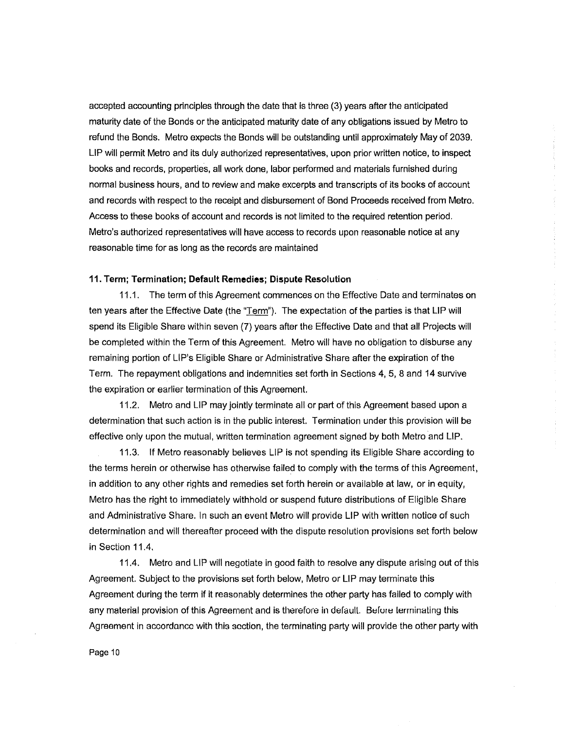accepted accounting principles through the date that is three (3) years after the anticipated maturity date of the Bonds or the anticipated maturity date of any obligations issued by Metro to refund the Bonds. Metro expects the Bonds will be outstanding until approximately May of 2039. LIP will permit Metro and its duly authorized representatives, upon prior written notice, to inspect books and records, properties, all work done, labor performed and materials furnished during normal business hours, and to review and make excerpts and transcripts of its books of account and records with respect to the receipt and disbursement of Bond Proceeds received from Metro. Access to these books of account and records is not limited to the required retention period. Metro's authorized representatives will have access to records upon reasonable notice at any reasonable time for as long as the records are maintained

## 11. Term; Termination; Default Remedies; Dispute Resolution

11.1. The term of this Agreement commences on the Effective Date and terminates on ten years after the Effective Date (the "Term"). The expectation of the parties is that LIP will spend its Eligible Share within seven (7) years after the Effective Date and that all Projects will be completed within the Term of this Agreement. Metro will have no obligation to disburse any remaining portion of LIP's Eligible Share or Administrative Share after the expiration of the Term. The repayment obligations and indemnities set forth in Sections 4, 5, 8 and 14 survive the expiration or earlier termination of this Agreement.

11.2. Metro and LIP may jointly terminate all or part of this Agreement based upon a determination that such action is in the public interest. Termination under this provision will be effective only upon the mutual, written termination agreement signed by both Metro and LIP.

11.3. If Metro reasonably believes LIP is not spending its Eligible Share according to the terms herein or otherwise has otherwise failed to comply with the terms of this Agreement, in addition to any other rights and remedies set forth herein or available at law, or in equity, Metro has the right to immediately withhold or suspend future distributions of Eligible Share and Administrative Share. In such an event Metro will provide LIP with written notice of such determination and will thereafter proceed with the dispute resolution provisions set forth below in Section 11.4.

11.4. Metro and LIP will negotiate in good faith to resolve any dispute arising out of this Agreement. Subject to the provisions set forth below, Metro or LIP may terminate this Agreement during the term if it reasonably determines the other party has failed to comply with any material provision of this Agreement and is therefore in default. Before terminating this Agreement in accordance with this section, the terminating party will provide the other party with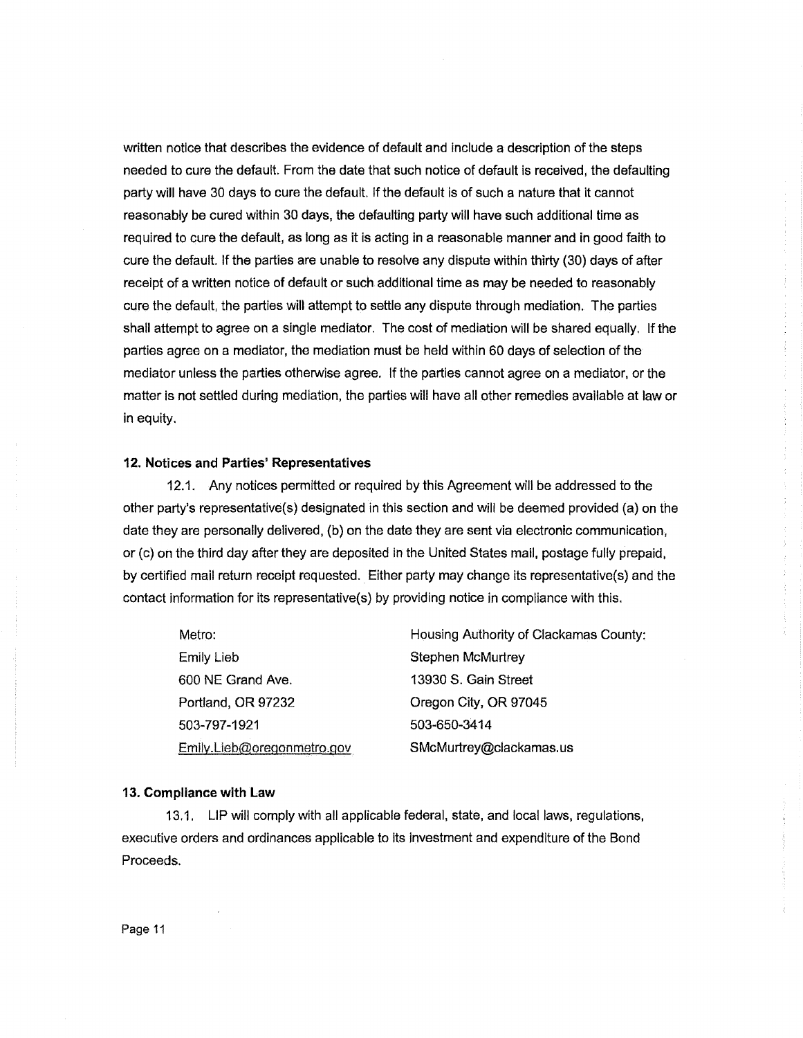written notice that describes the evidence of default and include a description of the steps needed to cure the default. From the date that such notice of default is received, the defaulting party will have 30 days to cure the default. If the default is of such a nature that it cannot reasonably be cured within 30 days, the defaulting party will have such additional time as required to cure the default, as long as it is acting in a reasonable manner and in good faith to cure the default. If the parties are unable to resolve any dispute within thirty (30) days of after receipt of a written notice of default or such additional time as may be needed to reasonably cure the default, the parties will attempt to settle any dispute through mediation. The parties shall attempt to agree on a single mediator. The cost of mediation will be shared equally. If the parties agree on a mediator, the mediation must be held within 60 days of selection of the mediator unless the parties otherwise agree. If the parties cannot agree on a mediator, or the matter is not settled during mediation, the parties will have all other remedies available at law or in equity.

### 12. Notices and Parties' Representatives

12.1. Any notices permitted or required by this Agreement will be addressed to the other party's representative(s) designated in this section and will be deemed provided (a) on the date they are personally delivered, (b) on the date they are sent via electronic communication, or (c) on the third day after they are deposited in the United States mail, postage fully prepaid, by certified mail return receipt requested. Either party may change its representative(s) and the contact information for its representative(s) by providing notice in compliance with this.

| Metro: | Housing Authority of Clackamas County: |
|---|---|
| Emily Lieb | Stephen McMurtrey |
| 600 NE Grand Ave. | 13930 S. Gain Street |
| Portland, OR 97232 | Oregon City, OR 97045 |
| 503-797-1921 | 503-650-3414 |
| Emily.Lieb@oregonmetro.gov | SMcMurtrey@clackamas.us |

### 13. Compliance with Law

13.1. LIP will comply with all applicable federal, state, and local laws, regulations, executive orders and ordinances applicable to its investment and expenditure of the Bond Proceeds.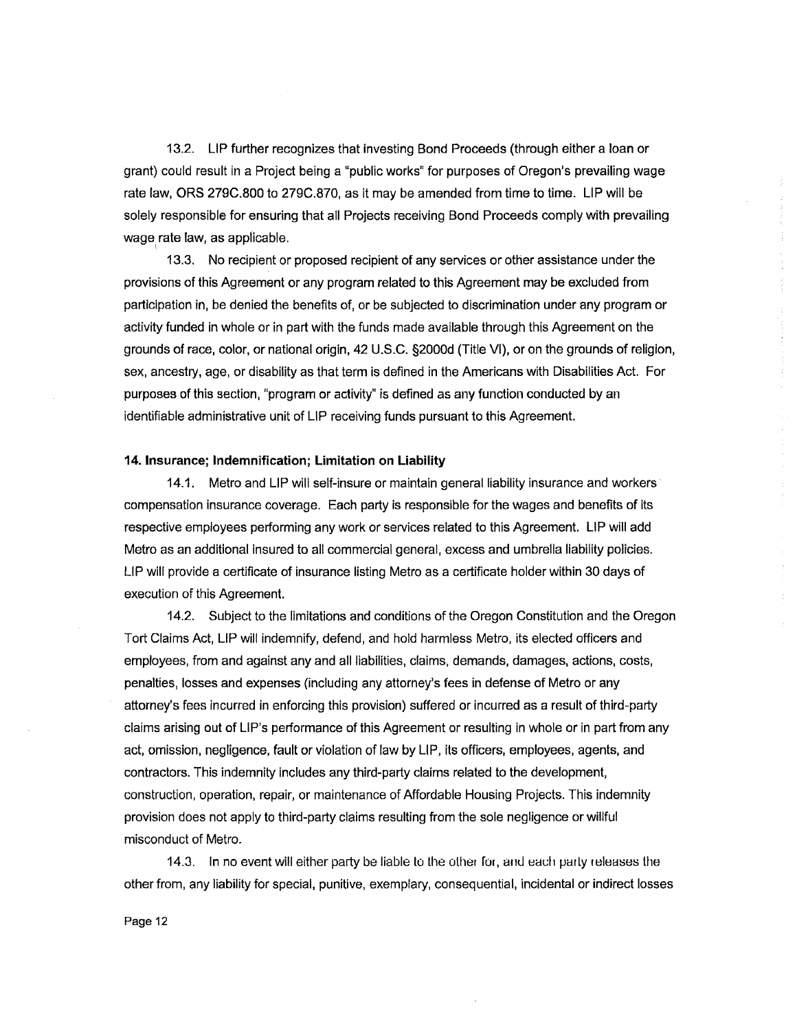13.2. LIP further recognizes that investing Bond Proceeds (through either a loan or grant) could result in a Project being a "public works" for purposes of Oregon's prevailing wage rate law, ORS 279C.800 to 279C.870, as it may be amended from time to time. LIP will be solely responsible for ensuring that all Projects receiving Bond Proceeds comply with prevailing wage rate law, as applicable.

13.3. No recipient or proposed recipient of any services or other assistance under the provisions of this Agreement or any program related to this Agreement may be excluded from participation in, be denied the benefits of, or be subjected to discrimination under any program or activity funded in whole or in part with the funds made available through this Agreement on the grounds of race, color, or national origin, 42 U.S.C. §2000d (Title VI), or on the grounds of religion, sex, ancestry, age, or disability as that term is defined in the Americans with Disabilities Act. For purposes of this section, "program or activity" is defined as any function conducted by an identifiable administrative unit of LIP receiving funds pursuant to this Agreement.

**14. Insurance; Indemnification; Limitation on Liability**

14.1. Metro and LIP will self-insure or maintain general liability insurance and workers compensation insurance coverage. Each party is responsible for the wages and benefits of its respective employees performing any work or services related to this Agreement. LIP will add Metro as an additional insured to all commercial general, excess and umbrella liability policies. LIP will provide a certificate of insurance listing Metro as a certificate holder within 30 days of execution of this Agreement.

14.2. Subject to the limitations and conditions of the Oregon Constitution and the Oregon Tort Claims Act, LIP will indemnify, defend, and hold harmless Metro, its elected officers and employees, from and against any and all liabilities, claims, demands, damages, actions, costs, penalties, losses and expenses (including any attorney's fees in defense of Metro or any attorney's fees incurred in enforcing this provision) suffered or incurred as a result of third-party claims arising out of LIP's performance of this Agreement or resulting in whole or in part from any act, omission, negligence, fault or violation of law by LIP, its officers, employees, agents, and contractors. This indemnity includes any third-party claims related to the development, construction, operation, repair, or maintenance of Affordable Housing Projects. This indemnity provision does not apply to third-party claims resulting from the sole negligence or willful misconduct of Metro.

14.3. In no event will either party be liable to the other for, and each party releases the other from, any liability for special, punitive, exemplary, consequential, incidental or indirect losses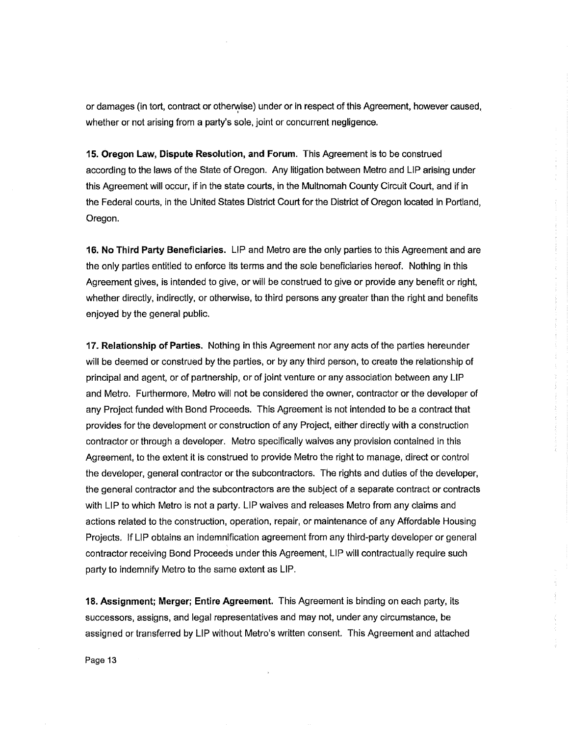or damages (in tort, contract or otherwise) under or in respect of this Agreement, however caused, whether or not arising from a party's sole, joint or concurrent negligence.

**15. Oregon Law, Dispute Resolution, and Forum.** This Agreement is to be construed according to the laws of the State of Oregon. Any litigation between Metro and LIP arising under this Agreement will occur, if in the state courts, in the Multnomah County Circuit Court, and if in the Federal courts, in the United States District Court for the District of Oregon located in Portland, Oregon.

**16. No Third Party Beneficiaries.** LIP and Metro are the only parties to this Agreement and are the only parties entitled to enforce its terms and the sole beneficiaries hereof. Nothing in this Agreement gives, is intended to give, or will be construed to give or provide any benefit or right, whether directly, indirectly, or otherwise, to third persons any greater than the right and benefits enjoyed by the general public.

**17. Relationship of Parties.** Nothing in this Agreement nor any acts of the parties hereunder will be deemed or construed by the parties, or by any third person, to create the relationship of principal and agent, or of partnership, or of joint venture or any association between any LIP and Metro. Furthermore, Metro will not be considered the owner, contractor or the developer of any Project funded with Bond Proceeds. This Agreement is not intended to be a contract that provides for the development or construction of any Project, either directly with a construction contractor or through a developer. Metro specifically waives any provision contained in this Agreement, to the extent it is construed to provide Metro the right to manage, direct or control the developer, general contractor or the subcontractors. The rights and duties of the developer, the general contractor and the subcontractors are the subject of a separate contract or contracts with LIP to which Metro is not a party. LIP waives and releases Metro from any claims and actions related to the construction, operation, repair, or maintenance of any Affordable Housing Projects. If LIP obtains an indemnification agreement from any third-party developer or general contractor receiving Bond Proceeds under this Agreement, LIP will contractually require such party to indemnify Metro to the same extent as LIP.

**18. Assignment; Merger; Entire Agreement.** This Agreement is binding on each party, its successors, assigns, and legal representatives and may not, under any circumstance, be assigned or transferred by LIP without Metro's written consent. This Agreement and attached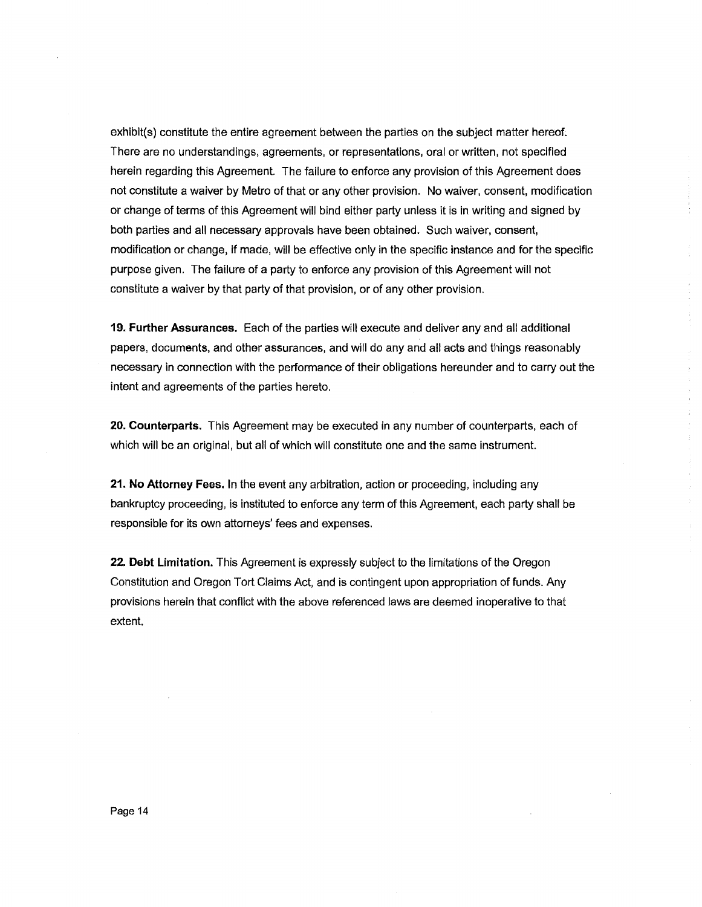exhibit(s) constitute the entire agreement between the parties on the subject matter hereof. There are no understandings, agreements, or representations, oral or written, not specified herein regarding this Agreement. The failure to enforce any provision of this Agreement does not constitute a waiver by Metro of that or any other provision. No waiver, consent, modification or change of terms of this Agreement will bind either party unless it is in writing and signed by both parties and all necessary approvals have been obtained. Such waiver, consent, modification or change, if made, will be effective only in the specific instance and for the specific purpose given. The failure of a party to enforce any provision of this Agreement will not constitute a waiver by that party of that provision, or of any other provision.

**19. Further Assurances.** Each of the parties will execute and deliver any and all additional papers, documents, and other assurances, and will do any and all acts and things reasonably necessary in connection with the performance of their obligations hereunder and to carry out the intent and agreements of the parties hereto.

**20. Counterparts.** This Agreement may be executed in any number of counterparts, each of which will be an original, but all of which will constitute one and the same instrument.

**21. No Attorney Fees.** In the event any arbitration, action or proceeding, including any bankruptcy proceeding, is instituted to enforce any term of this Agreement, each party shall be responsible for its own attorneys' fees and expenses.

**22. Debt Limitation.** This Agreement is expressly subject to the limitations of the Oregon Constitution and Oregon Tort Claims Act, and is contingent upon appropriation of funds. Any provisions herein that conflict with the above referenced laws are deemed inoperative to that extent.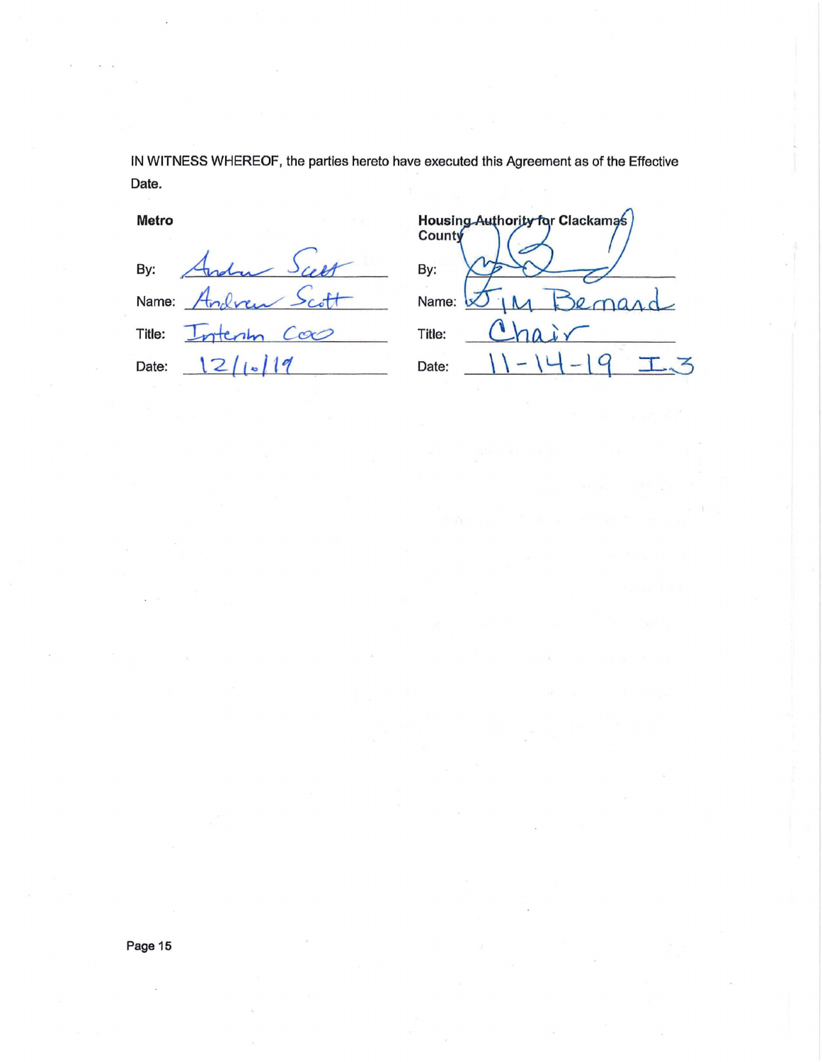IN WITNESS WHEREOF, the parties hereto have executed this Agreement as of the Effective Date.

| **Metro** | | **Housing Authority for Clackamas County** | |
| --- | --- | --- | --- |
| By: | Andrew Scott | By: | |
| Name: | Andrew Scott | Name: | Jim Bernard |
| Title: | Interim COO | Title: | Chair |
| Date: | 12/10/19 | Date: | 11-14-19 I.3 |